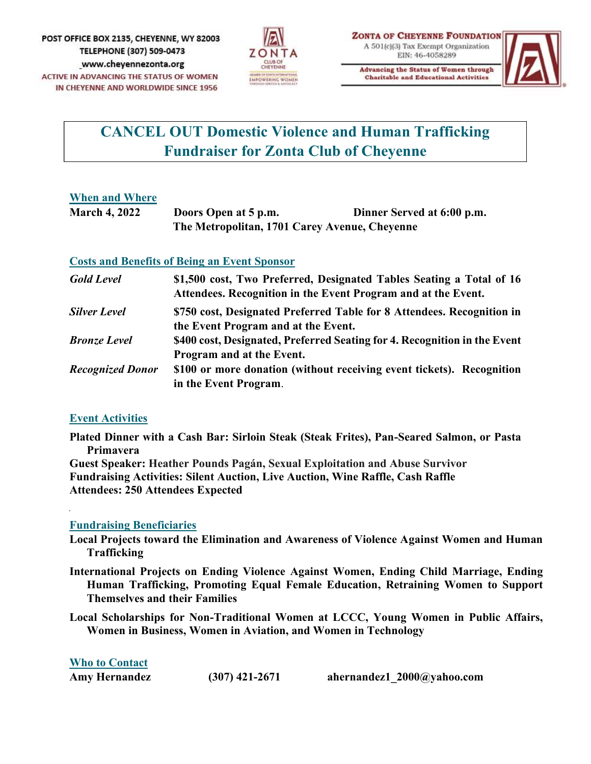POST OFFICE BOX 2135, CHEYENNE, WY 82003
TELEPHONE (307) 509-0473
www.cheyennezonta.org
ACTIVE IN ADVANCING THE STATUS OF WOMEN IN CHEYENNE AND WORLDWIDE SINCE 1956

ZONTA CLUB OF CHEYENNE
EMPOWERING WOMEN

ZONTA OF CHEYENNE FOUNDATION
A 501(c)(3) Tax Exempt Organization
EIN: 46-4058289

Advancing the Status of Women through Charitable and Educational Activities

# CANCEL OUT Domestic Violence and Human Trafficking Fundraiser for Zonta Club of Cheyenne

## When and Where

**March 4, 2022** **Doors Open at 5 p.m.** **Dinner Served at 6:00 p.m.**
**The Metropolitan, 1701 Carey Avenue, Cheyenne**

## Costs and Benefits of Being an Event Sponsor

| | |
|---|---|
| ***Gold Level*** | **$1,500 cost, Two Preferred, Designated Tables Seating a Total of 16 Attendees. Recognition in the Event Program and at the Event.** |
| ***Silver Level*** | **$750 cost, Designated Preferred Table for 8 Attendees. Recognition in the Event Program and at the Event.** |
| ***Bronze Level*** | **$400 cost, Designated, Preferred Seating for 4. Recognition in the Event Program and at the Event.** |
| ***Recognized Donor*** | **$100 or more donation (without receiving event tickets). Recognition in the Event Program.** |

## Event Activities

**Plated Dinner with a Cash Bar: Sirloin Steak (Steak Frites), Pan-Seared Salmon, or Pasta Primavera**
**Guest Speaker: Heather Pounds Pagán, Sexual Exploitation and Abuse Survivor**
**Fundraising Activities: Silent Auction, Live Auction, Wine Raffle, Cash Raffle**
**Attendees: 250 Attendees Expected**

## Fundraising Beneficiaries

**Local Projects toward the Elimination and Awareness of Violence Against Women and Human Trafficking**

**International Projects on Ending Violence Against Women, Ending Child Marriage, Ending Human Trafficking, Promoting Equal Female Education, Retraining Women to Support Themselves and their Families**

**Local Scholarships for Non-Traditional Women at LCCC, Young Women in Public Affairs, Women in Business, Women in Aviation, and Women in Technology**

## Who to Contact

**Amy Hernandez** **(307) 421-2671** **ahernandez1_2000@yahoo.com**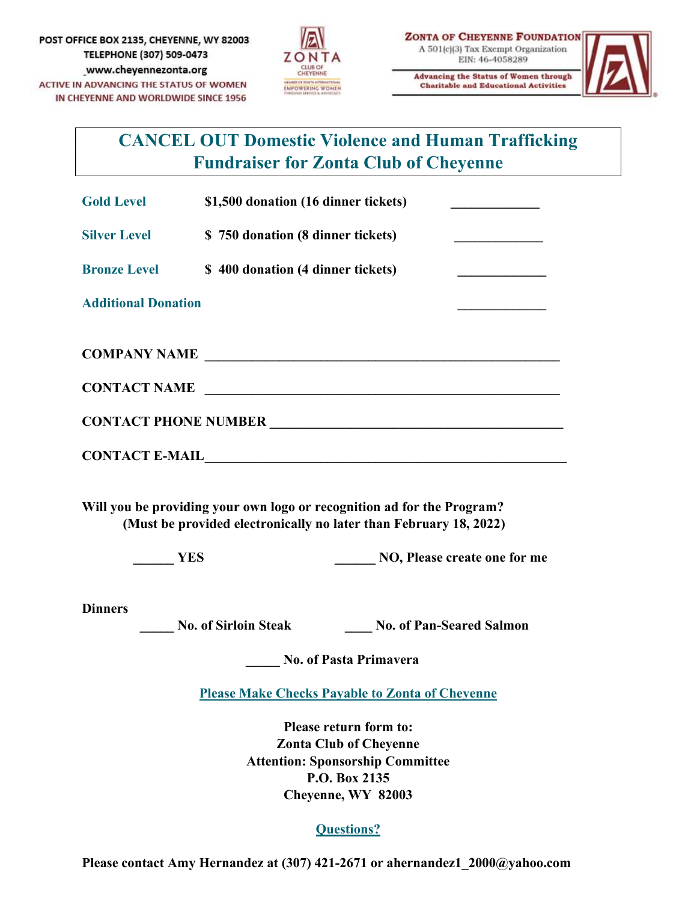POST OFFICE BOX 2135, CHEYENNE, WY 82003
TELEPHONE (307) 509-0473
www.cheyennezonta.org
ACTIVE IN ADVANCING THE STATUS OF WOMEN IN CHEYENNE AND WORLDWIDE SINCE 1956

ZONTA CLUB OF CHEYENNE
MEMBER OF ZONTA INTERNATIONAL
EMPOWERING WOMEN THROUGH SERVICE & ADVOCACY

ZONTA OF CHEYENNE FOUNDATION
A 501(c)(3) Tax Exempt Organization
EIN: 46-4058289
Advancing the Status of Women through Charitable and Educational Activities

# CANCEL OUT Domestic Violence and Human Trafficking Fundraiser for Zonta Club of Cheyenne

| | | |
|---|---|---|
| **Gold Level** | **$1,500 donation (16 dinner tickets)** | _____________ |
| **Silver Level** | **$ 750 donation (8 dinner tickets)** | _____________ |
| **Bronze Level** | **$ 400 donation (4 dinner tickets)** | _____________ |
| **Additional Donation** | | _____________ |

**COMPANY NAME** ____________________________________________________

**CONTACT NAME** ____________________________________________________

**CONTACT PHONE NUMBER** ___________________________________________

**CONTACT E-MAIL**___________________________________________________

**Will you be providing your own logo or recognition ad for the Program?**
**(Must be provided electronically no later than February 18, 2022)**

**______ YES** **______ NO, Please create one for me**

**Dinners**

**_____ No. of Sirloin Steak** **____ No. of Pan-Seared Salmon**

**_____ No. of Pasta Primavera**

**Please Make Checks Payable to Zonta of Cheyenne**

**Please return form to:**
**Zonta Club of Cheyenne**
**Attention: Sponsorship Committee**
**P.O. Box 2135**
**Cheyenne, WY 82003**

**Questions?**

**Please contact Amy Hernandez at (307) 421-2671 or ahernandez1_2000@yahoo.com**